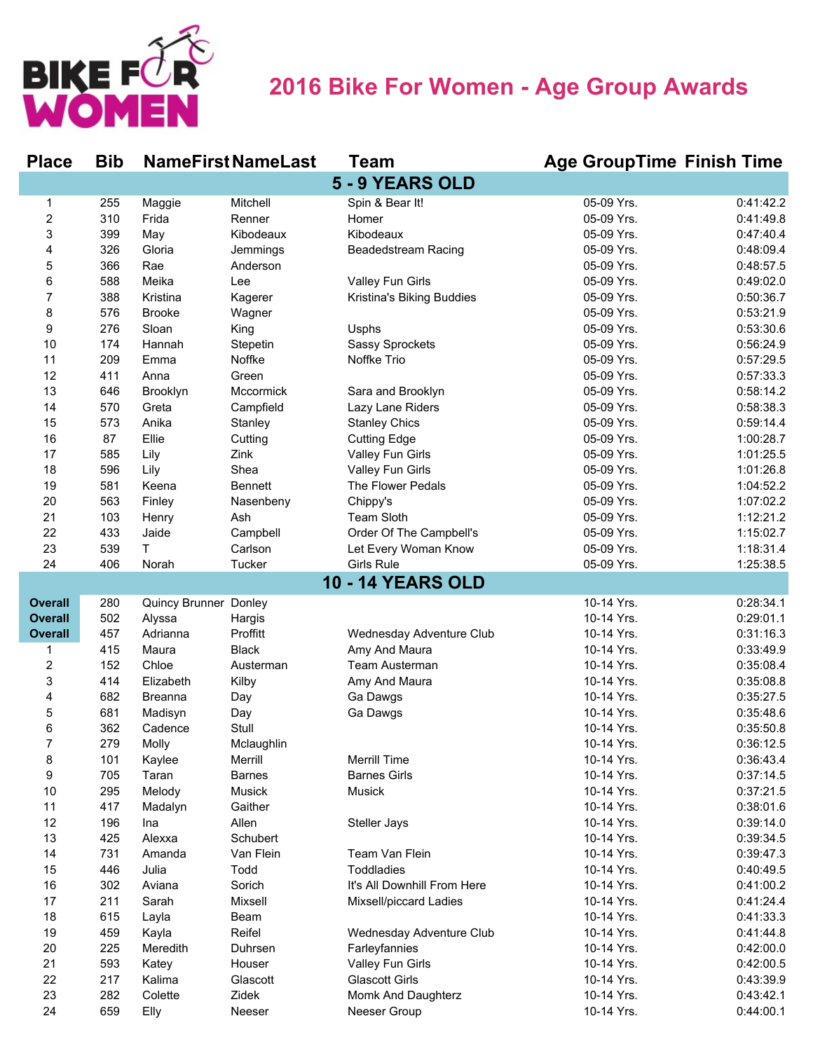# 2016 Bike For Women - Age Group Awards

| Place | Bib | NameFirst | NameLast | Team | Age GroupTime | Finish Time |
|---|---|---|---|---|---|---|
| **5 - 9 YEARS OLD** | | | | | | |
| 1 | 255 | Maggie | Mitchell | Spin & Bear It! | 05-09 Yrs. | 0:41:42.2 |
| 2 | 310 | Frida | Renner | Homer | 05-09 Yrs. | 0:41:49.8 |
| 3 | 399 | May | Kibodeaux | Kibodeaux | 05-09 Yrs. | 0:47:40.4 |
| 4 | 326 | Gloria | Jemmings | Beadedstream Racing | 05-09 Yrs. | 0:48:09.4 |
| 5 | 366 | Rae | Anderson | | 05-09 Yrs. | 0:48:57.5 |
| 6 | 588 | Meika | Lee | Valley Fun Girls | 05-09 Yrs. | 0:49:02.0 |
| 7 | 388 | Kristina | Kagerer | Kristina's Biking Buddies | 05-09 Yrs. | 0:50:36.7 |
| 8 | 576 | Brooke | Wagner | | 05-09 Yrs. | 0:53:21.9 |
| 9 | 276 | Sloan | King | Usphs | 05-09 Yrs. | 0:53:30.6 |
| 10 | 174 | Hannah | Stepetin | Sassy Sprockets | 05-09 Yrs. | 0:56:24.9 |
| 11 | 209 | Emma | Noffke | Noffke Trio | 05-09 Yrs. | 0:57:29.5 |
| 12 | 411 | Anna | Green | | 05-09 Yrs. | 0:57:33.3 |
| 13 | 646 | Brooklyn | Mccormick | Sara and Brooklyn | 05-09 Yrs. | 0:58:14.2 |
| 14 | 570 | Greta | Campfield | Lazy Lane Riders | 05-09 Yrs. | 0:58:38.3 |
| 15 | 573 | Anika | Stanley | Stanley Chics | 05-09 Yrs. | 0:59:14.4 |
| 16 | 87 | Ellie | Cutting | Cutting Edge | 05-09 Yrs. | 1:00:28.7 |
| 17 | 585 | Lily | Zink | Valley Fun Girls | 05-09 Yrs. | 1:01:25.5 |
| 18 | 596 | Lily | Shea | Valley Fun Girls | 05-09 Yrs. | 1:01:26.8 |
| 19 | 581 | Keena | Bennett | The Flower Pedals | 05-09 Yrs. | 1:04:52.2 |
| 20 | 563 | Finley | Nasenbeny | Chippy's | 05-09 Yrs. | 1:07:02.2 |
| 21 | 103 | Henry | Ash | Team Sloth | 05-09 Yrs. | 1:12:21.2 |
| 22 | 433 | Jaide | Campbell | Order Of The Campbell's | 05-09 Yrs. | 1:15:02.7 |
| 23 | 539 | T | Carlson | Let Every Woman Know | 05-09 Yrs. | 1:18:31.4 |
| 24 | 406 | Norah | Tucker | Girls Rule | 05-09 Yrs. | 1:25:38.5 |
| **10 - 14 YEARS OLD** | | | | | | |
| **Overall** | 280 | Quincy Brunner | Donley | | 10-14 Yrs. | 0:28:34.1 |
| **Overall** | 502 | Alyssa | Hargis | | 10-14 Yrs. | 0:29:01.1 |
| **Overall** | 457 | Adrianna | Proffitt | Wednesday Adventure Club | 10-14 Yrs. | 0:31:16.3 |
| 1 | 415 | Maura | Black | Amy And Maura | 10-14 Yrs. | 0:33:49.9 |
| 2 | 152 | Chloe | Austerman | Team Austerman | 10-14 Yrs. | 0:35:08.4 |
| 3 | 414 | Elizabeth | Kilby | Amy And Maura | 10-14 Yrs. | 0:35:08.8 |
| 4 | 682 | Breanna | Day | Ga Dawgs | 10-14 Yrs. | 0:35:27.5 |
| 5 | 681 | Madisyn | Day | Ga Dawgs | 10-14 Yrs. | 0:35:48.6 |
| 6 | 362 | Cadence | Stull | | 10-14 Yrs. | 0:35:50.8 |
| 7 | 279 | Molly | Mclaughlin | | 10-14 Yrs. | 0:36:12.5 |
| 8 | 101 | Kaylee | Merrill | Merrill Time | 10-14 Yrs. | 0:36:43.4 |
| 9 | 705 | Taran | Barnes | Barnes Girls | 10-14 Yrs. | 0:37:14.5 |
| 10 | 295 | Melody | Musick | Musick | 10-14 Yrs. | 0:37:21.5 |
| 11 | 417 | Madalyn | Gaither | | 10-14 Yrs. | 0:38:01.6 |
| 12 | 196 | Ina | Allen | Steller Jays | 10-14 Yrs. | 0:39:14.0 |
| 13 | 425 | Alexxa | Schubert | | 10-14 Yrs. | 0:39:34.5 |
| 14 | 731 | Amanda | Van Flein | Team Van Flein | 10-14 Yrs. | 0:39:47.3 |
| 15 | 446 | Julia | Todd | Toddladies | 10-14 Yrs. | 0:40:49.5 |
| 16 | 302 | Aviana | Sorich | It's All Downhill From Here | 10-14 Yrs. | 0:41:00.2 |
| 17 | 211 | Sarah | Mixsell | Mixsell/piccard Ladies | 10-14 Yrs. | 0:41:24.4 |
| 18 | 615 | Layla | Beam | | 10-14 Yrs. | 0:41:33.3 |
| 19 | 459 | Kayla | Reifel | Wednesday Adventure Club | 10-14 Yrs. | 0:41:44.8 |
| 20 | 225 | Meredith | Duhrsen | Farleyfannies | 10-14 Yrs. | 0:42:00.0 |
| 21 | 593 | Katey | Houser | Valley Fun Girls | 10-14 Yrs. | 0:42:00.5 |
| 22 | 217 | Kalima | Glascott | Glascott Girls | 10-14 Yrs. | 0:43:39.9 |
| 23 | 282 | Colette | Zidek | Momk And Daughterz | 10-14 Yrs. | 0:43:42.1 |
| 24 | 659 | Elly | Neeser | Neeser Group | 10-14 Yrs. | 0:44:00.1 |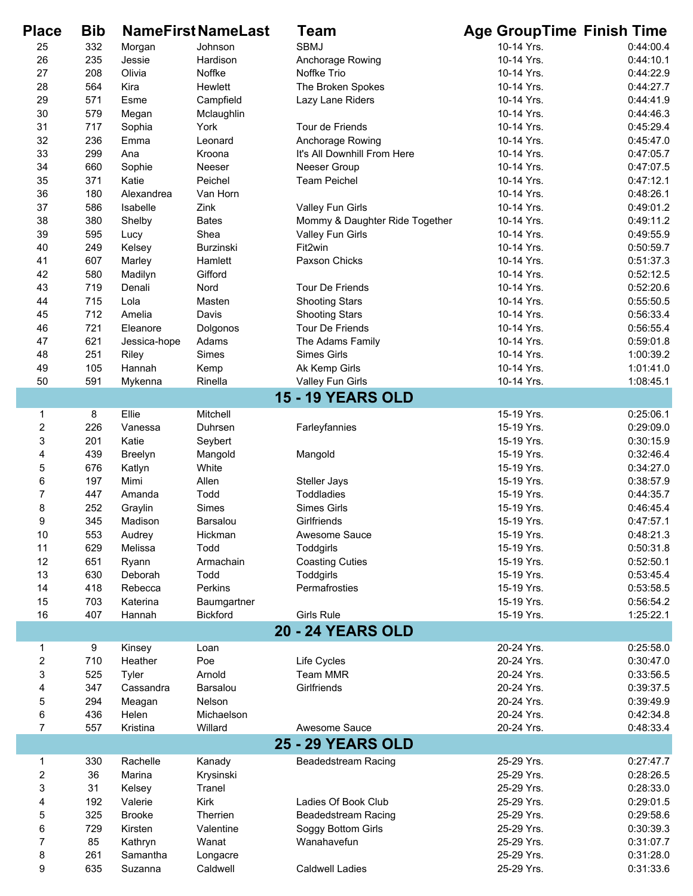| Place | Bib | NameFirst | NameLast | Team | Age GroupTime | Finish Time |
|---|---|---|---|---|---|---|
| 25 | 332 | Morgan | Johnson | SBMJ | 10-14 Yrs. | 0:44:00.4 |
| 26 | 235 | Jessie | Hardison | Anchorage Rowing | 10-14 Yrs. | 0:44:10.1 |
| 27 | 208 | Olivia | Noffke | Noffke Trio | 10-14 Yrs. | 0:44:22.9 |
| 28 | 564 | Kira | Hewlett | The Broken Spokes | 10-14 Yrs. | 0:44:27.7 |
| 29 | 571 | Esme | Campfield | Lazy Lane Riders | 10-14 Yrs. | 0:44:41.9 |
| 30 | 579 | Megan | Mclaughlin | | 10-14 Yrs. | 0:44:46.3 |
| 31 | 717 | Sophia | York | Tour de Friends | 10-14 Yrs. | 0:45:29.4 |
| 32 | 236 | Emma | Leonard | Anchorage Rowing | 10-14 Yrs. | 0:45:47.0 |
| 33 | 299 | Ana | Kroona | It's All Downhill From Here | 10-14 Yrs. | 0:47:05.7 |
| 34 | 660 | Sophie | Neeser | Neeser Group | 10-14 Yrs. | 0:47:07.5 |
| 35 | 371 | Katie | Peichel | Team Peichel | 10-14 Yrs. | 0:47:12.1 |
| 36 | 180 | Alexandrea | Van Horn | | 10-14 Yrs. | 0:48:26.1 |
| 37 | 586 | Isabelle | Zink | Valley Fun Girls | 10-14 Yrs. | 0:49:01.2 |
| 38 | 380 | Shelby | Bates | Mommy & Daughter Ride Together | 10-14 Yrs. | 0:49:11.2 |
| 39 | 595 | Lucy | Shea | Valley Fun Girls | 10-14 Yrs. | 0:49:55.9 |
| 40 | 249 | Kelsey | Burzinski | Fit2win | 10-14 Yrs. | 0:50:59.7 |
| 41 | 607 | Marley | Hamlett | Paxson Chicks | 10-14 Yrs. | 0:51:37.3 |
| 42 | 580 | Madilyn | Gifford | | 10-14 Yrs. | 0:52:12.5 |
| 43 | 719 | Denali | Nord | Tour De Friends | 10-14 Yrs. | 0:52:20.6 |
| 44 | 715 | Lola | Masten | Shooting Stars | 10-14 Yrs. | 0:55:50.5 |
| 45 | 712 | Amelia | Davis | Shooting Stars | 10-14 Yrs. | 0:56:33.4 |
| 46 | 721 | Eleanore | Dolgonos | Tour De Friends | 10-14 Yrs. | 0:56:55.4 |
| 47 | 621 | Jessica-hope | Adams | The Adams Family | 10-14 Yrs. | 0:59:01.8 |
| 48 | 251 | Riley | Simes | Simes Girls | 10-14 Yrs. | 1:00:39.2 |
| 49 | 105 | Hannah | Kemp | Ak Kemp Girls | 10-14 Yrs. | 1:01:41.0 |
| 50 | 591 | Mykenna | Rinella | Valley Fun Girls | 10-14 Yrs. | 1:08:45.1 |
| | | | **15 - 19 YEARS OLD** | | | |
| 1 | 8 | Ellie | Mitchell | | 15-19 Yrs. | 0:25:06.1 |
| 2 | 226 | Vanessa | Duhrsen | Farleyfannies | 15-19 Yrs. | 0:29:09.0 |
| 3 | 201 | Katie | Seybert | | 15-19 Yrs. | 0:30:15.9 |
| 4 | 439 | Breelyn | Mangold | Mangold | 15-19 Yrs. | 0:32:46.4 |
| 5 | 676 | Katlyn | White | | 15-19 Yrs. | 0:34:27.0 |
| 6 | 197 | Mimi | Allen | Steller Jays | 15-19 Yrs. | 0:38:57.9 |
| 7 | 447 | Amanda | Todd | Toddladies | 15-19 Yrs. | 0:44:35.7 |
| 8 | 252 | Graylin | Simes | Simes Girls | 15-19 Yrs. | 0:46:45.4 |
| 9 | 345 | Madison | Barsalou | Girlfriends | 15-19 Yrs. | 0:47:57.1 |
| 10 | 553 | Audrey | Hickman | Awesome Sauce | 15-19 Yrs. | 0:48:21.3 |
| 11 | 629 | Melissa | Todd | Toddgirls | 15-19 Yrs. | 0:50:31.8 |
| 12 | 651 | Ryann | Armachain | Coasting Cuties | 15-19 Yrs. | 0:52:50.1 |
| 13 | 630 | Deborah | Todd | Toddgirls | 15-19 Yrs. | 0:53:45.4 |
| 14 | 418 | Rebecca | Perkins | Permafrosties | 15-19 Yrs. | 0:53:58.5 |
| 15 | 703 | Katerina | Baumgartner | | 15-19 Yrs. | 0:56:54.2 |
| 16 | 407 | Hannah | Bickford | Girls Rule | 15-19 Yrs. | 1:25:22.1 |
| | | | **20 - 24 YEARS OLD** | | | |
| 1 | 9 | Kinsey | Loan | | 20-24 Yrs. | 0:25:58.0 |
| 2 | 710 | Heather | Poe | Life Cycles | 20-24 Yrs. | 0:30:47.0 |
| 3 | 525 | Tyler | Arnold | Team MMR | 20-24 Yrs. | 0:33:56.5 |
| 4 | 347 | Cassandra | Barsalou | Girlfriends | 20-24 Yrs. | 0:39:37.5 |
| 5 | 294 | Meagan | Nelson | | 20-24 Yrs. | 0:39:49.9 |
| 6 | 436 | Helen | Michaelson | | 20-24 Yrs. | 0:42:34.8 |
| 7 | 557 | Kristina | Willard | Awesome Sauce | 20-24 Yrs. | 0:48:33.4 |
| | | | **25 - 29 YEARS OLD** | | | |
| 1 | 330 | Rachelle | Kanady | Beadedstream Racing | 25-29 Yrs. | 0:27:47.7 |
| 2 | 36 | Marina | Krysinski | | 25-29 Yrs. | 0:28:26.5 |
| 3 | 31 | Kelsey | Tranel | | 25-29 Yrs. | 0:28:33.0 |
| 4 | 192 | Valerie | Kirk | Ladies Of Book Club | 25-29 Yrs. | 0:29:01.5 |
| 5 | 325 | Brooke | Therrien | Beadedstream Racing | 25-29 Yrs. | 0:29:58.6 |
| 6 | 729 | Kirsten | Valentine | Soggy Bottom Girls | 25-29 Yrs. | 0:30:39.3 |
| 7 | 85 | Kathryn | Wanat | Wanahavefun | 25-29 Yrs. | 0:31:07.7 |
| 8 | 261 | Samantha | Longacre | | 25-29 Yrs. | 0:31:28.0 |
| 9 | 635 | Suzanna | Caldwell | Caldwell Ladies | 25-29 Yrs. | 0:31:33.6 |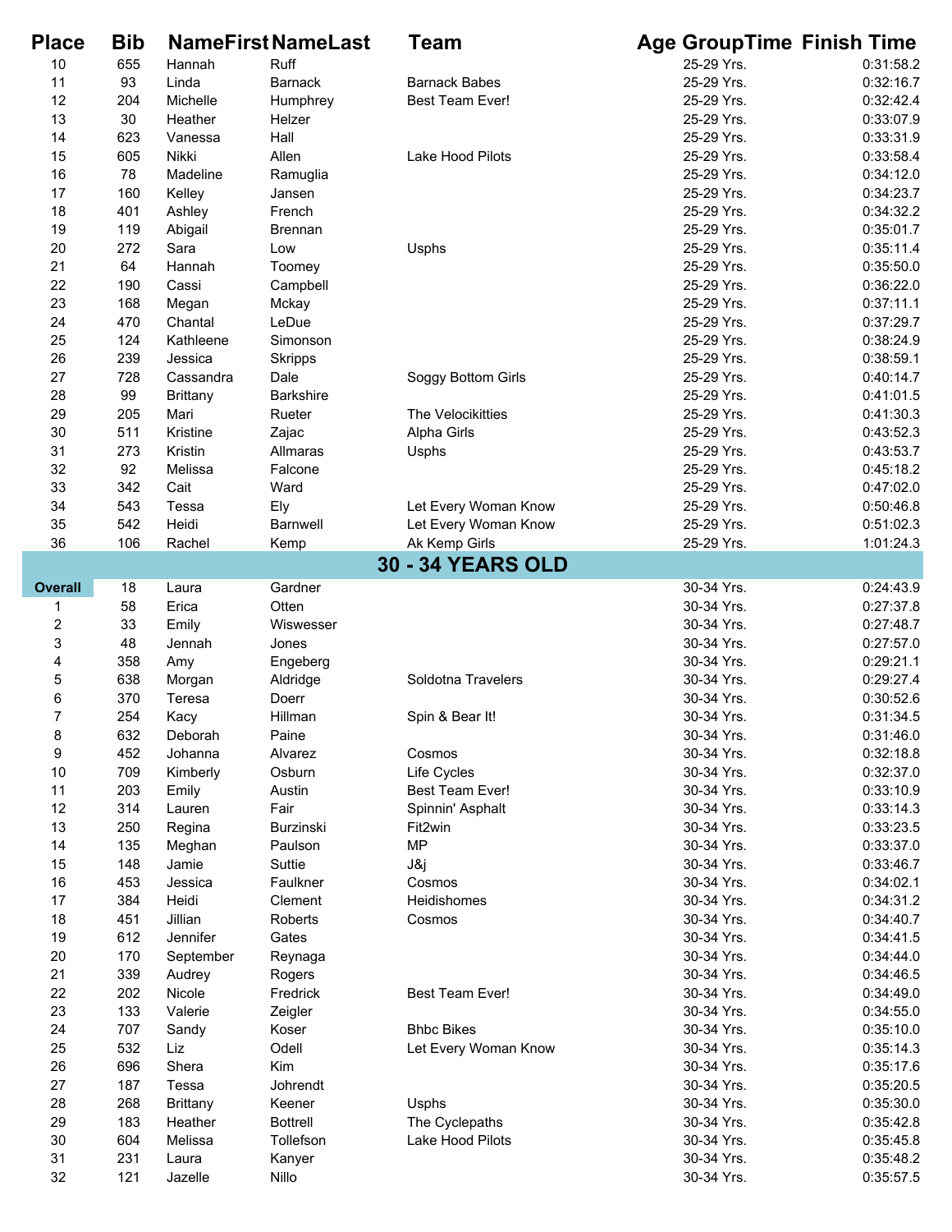| Place | Bib | NameFirst | NameLast | Team | Age GroupTime | Finish Time |
|---|---|---|---|---|---|---|
| 10 | 655 | Hannah | Ruff | | 25-29 Yrs. | 0:31:58.2 |
| 11 | 93 | Linda | Barnack | Barnack Babes | 25-29 Yrs. | 0:32:16.7 |
| 12 | 204 | Michelle | Humphrey | Best Team Ever! | 25-29 Yrs. | 0:32:42.4 |
| 13 | 30 | Heather | Helzer | | 25-29 Yrs. | 0:33:07.9 |
| 14 | 623 | Vanessa | Hall | | 25-29 Yrs. | 0:33:31.9 |
| 15 | 605 | Nikki | Allen | Lake Hood Pilots | 25-29 Yrs. | 0:33:58.4 |
| 16 | 78 | Madeline | Ramuglia | | 25-29 Yrs. | 0:34:12.0 |
| 17 | 160 | Kelley | Jansen | | 25-29 Yrs. | 0:34:23.7 |
| 18 | 401 | Ashley | French | | 25-29 Yrs. | 0:34:32.2 |
| 19 | 119 | Abigail | Brennan | | 25-29 Yrs. | 0:35:01.7 |
| 20 | 272 | Sara | Low | Usphs | 25-29 Yrs. | 0:35:11.4 |
| 21 | 64 | Hannah | Toomey | | 25-29 Yrs. | 0:35:50.0 |
| 22 | 190 | Cassi | Campbell | | 25-29 Yrs. | 0:36:22.0 |
| 23 | 168 | Megan | Mckay | | 25-29 Yrs. | 0:37:11.1 |
| 24 | 470 | Chantal | LeDue | | 25-29 Yrs. | 0:37:29.7 |
| 25 | 124 | Kathleene | Simonson | | 25-29 Yrs. | 0:38:24.9 |
| 26 | 239 | Jessica | Skripps | | 25-29 Yrs. | 0:38:59.1 |
| 27 | 728 | Cassandra | Dale | Soggy Bottom Girls | 25-29 Yrs. | 0:40:14.7 |
| 28 | 99 | Brittany | Barkshire | | 25-29 Yrs. | 0:41:01.5 |
| 29 | 205 | Mari | Rueter | The Velocikitties | 25-29 Yrs. | 0:41:30.3 |
| 30 | 511 | Kristine | Zajac | Alpha Girls | 25-29 Yrs. | 0:43:52.3 |
| 31 | 273 | Kristin | Allmaras | Usphs | 25-29 Yrs. | 0:43:53.7 |
| 32 | 92 | Melissa | Falcone | | 25-29 Yrs. | 0:45:18.2 |
| 33 | 342 | Cait | Ward | | 25-29 Yrs. | 0:47:02.0 |
| 34 | 543 | Tessa | Ely | Let Every Woman Know | 25-29 Yrs. | 0:50:46.8 |
| 35 | 542 | Heidi | Barnwell | Let Every Woman Know | 25-29 Yrs. | 0:51:02.3 |
| 36 | 106 | Rachel | Kemp | Ak Kemp Girls | 25-29 Yrs. | 1:01:24.3 |
| | | | | **30 - 34 YEARS OLD** | | |
| Overall | 18 | Laura | Gardner | | 30-34 Yrs. | 0:24:43.9 |
| 1 | 58 | Erica | Otten | | 30-34 Yrs. | 0:27:37.8 |
| 2 | 33 | Emily | Wiswesser | | 30-34 Yrs. | 0:27:48.7 |
| 3 | 48 | Jennah | Jones | | 30-34 Yrs. | 0:27:57.0 |
| 4 | 358 | Amy | Engeberg | | 30-34 Yrs. | 0:29:21.1 |
| 5 | 638 | Morgan | Aldridge | Soldotna Travelers | 30-34 Yrs. | 0:29:27.4 |
| 6 | 370 | Teresa | Doerr | | 30-34 Yrs. | 0:30:52.6 |
| 7 | 254 | Kacy | Hillman | Spin & Bear It! | 30-34 Yrs. | 0:31:34.5 |
| 8 | 632 | Deborah | Paine | | 30-34 Yrs. | 0:31:46.0 |
| 9 | 452 | Johanna | Alvarez | Cosmos | 30-34 Yrs. | 0:32:18.8 |
| 10 | 709 | Kimberly | Osburn | Life Cycles | 30-34 Yrs. | 0:32:37.0 |
| 11 | 203 | Emily | Austin | Best Team Ever! | 30-34 Yrs. | 0:33:10.9 |
| 12 | 314 | Lauren | Fair | Spinnin' Asphalt | 30-34 Yrs. | 0:33:14.3 |
| 13 | 250 | Regina | Burzinski | Fit2win | 30-34 Yrs. | 0:33:23.5 |
| 14 | 135 | Meghan | Paulson | MP | 30-34 Yrs. | 0:33:37.0 |
| 15 | 148 | Jamie | Suttie | J&j | 30-34 Yrs. | 0:33:46.7 |
| 16 | 453 | Jessica | Faulkner | Cosmos | 30-34 Yrs. | 0:34:02.1 |
| 17 | 384 | Heidi | Clement | Heidishomes | 30-34 Yrs. | 0:34:31.2 |
| 18 | 451 | Jillian | Roberts | Cosmos | 30-34 Yrs. | 0:34:40.7 |
| 19 | 612 | Jennifer | Gates | | 30-34 Yrs. | 0:34:41.5 |
| 20 | 170 | September | Reynaga | | 30-34 Yrs. | 0:34:44.0 |
| 21 | 339 | Audrey | Rogers | | 30-34 Yrs. | 0:34:46.5 |
| 22 | 202 | Nicole | Fredrick | Best Team Ever! | 30-34 Yrs. | 0:34:49.0 |
| 23 | 133 | Valerie | Zeigler | | 30-34 Yrs. | 0:34:55.0 |
| 24 | 707 | Sandy | Koser | Bhbc Bikes | 30-34 Yrs. | 0:35:10.0 |
| 25 | 532 | Liz | Odell | Let Every Woman Know | 30-34 Yrs. | 0:35:14.3 |
| 26 | 696 | Shera | Kim | | 30-34 Yrs. | 0:35:17.6 |
| 27 | 187 | Tessa | Johrendt | | 30-34 Yrs. | 0:35:20.5 |
| 28 | 268 | Brittany | Keener | Usphs | 30-34 Yrs. | 0:35:30.0 |
| 29 | 183 | Heather | Bottrell | The Cyclepaths | 30-34 Yrs. | 0:35:42.8 |
| 30 | 604 | Melissa | Tollefson | Lake Hood Pilots | 30-34 Yrs. | 0:35:45.8 |
| 31 | 231 | Laura | Kanyer | | 30-34 Yrs. | 0:35:48.2 |
| 32 | 121 | Jazelle | Nillo | | 30-34 Yrs. | 0:35:57.5 |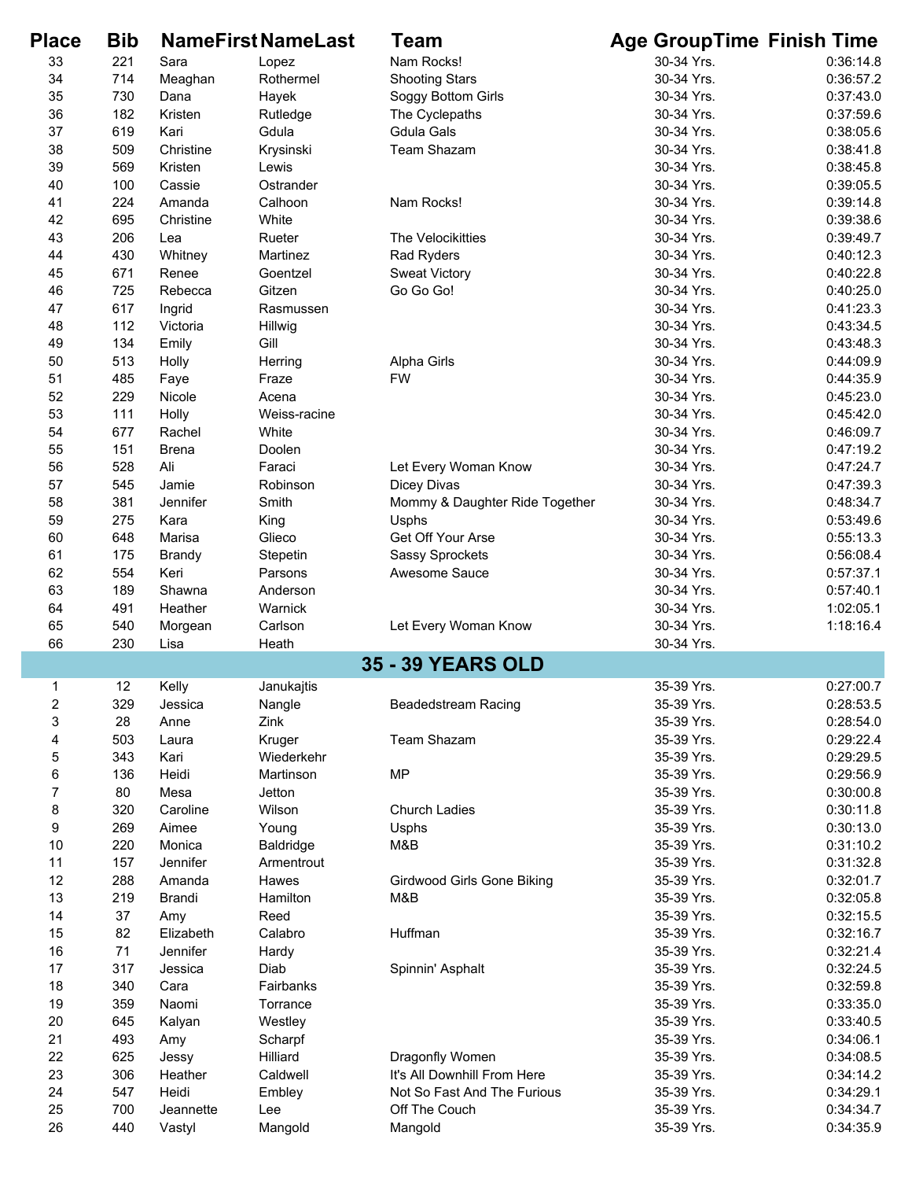| Place | Bib | NameFirst | NameLast | Team | Age GroupTime | Finish Time |
|---|---|---|---|---|---|---|
| 33 | 221 | Sara | Lopez | Nam Rocks! | 30-34 Yrs. | 0:36:14.8 |
| 34 | 714 | Meaghan | Rothermel | Shooting Stars | 30-34 Yrs. | 0:36:57.2 |
| 35 | 730 | Dana | Hayek | Soggy Bottom Girls | 30-34 Yrs. | 0:37:43.0 |
| 36 | 182 | Kristen | Rutledge | The Cyclepaths | 30-34 Yrs. | 0:37:59.6 |
| 37 | 619 | Kari | Gdula | Gdula Gals | 30-34 Yrs. | 0:38:05.6 |
| 38 | 509 | Christine | Krysinski | Team Shazam | 30-34 Yrs. | 0:38:41.8 |
| 39 | 569 | Kristen | Lewis | | 30-34 Yrs. | 0:38:45.8 |
| 40 | 100 | Cassie | Ostrander | | 30-34 Yrs. | 0:39:05.5 |
| 41 | 224 | Amanda | Calhoon | Nam Rocks! | 30-34 Yrs. | 0:39:14.8 |
| 42 | 695 | Christine | White | | 30-34 Yrs. | 0:39:38.6 |
| 43 | 206 | Lea | Rueter | The Velocikitties | 30-34 Yrs. | 0:39:49.7 |
| 44 | 430 | Whitney | Martinez | Rad Ryders | 30-34 Yrs. | 0:40:12.3 |
| 45 | 671 | Renee | Goentzel | Sweat Victory | 30-34 Yrs. | 0:40:22.8 |
| 46 | 725 | Rebecca | Gitzen | Go Go Go! | 30-34 Yrs. | 0:40:25.0 |
| 47 | 617 | Ingrid | Rasmussen | | 30-34 Yrs. | 0:41:23.3 |
| 48 | 112 | Victoria | Hillwig | | 30-34 Yrs. | 0:43:34.5 |
| 49 | 134 | Emily | Gill | | 30-34 Yrs. | 0:43:48.3 |
| 50 | 513 | Holly | Herring | Alpha Girls | 30-34 Yrs. | 0:44:09.9 |
| 51 | 485 | Faye | Fraze | FW | 30-34 Yrs. | 0:44:35.9 |
| 52 | 229 | Nicole | Acena | | 30-34 Yrs. | 0:45:23.0 |
| 53 | 111 | Holly | Weiss-racine | | 30-34 Yrs. | 0:45:42.0 |
| 54 | 677 | Rachel | White | | 30-34 Yrs. | 0:46:09.7 |
| 55 | 151 | Brena | Doolen | | 30-34 Yrs. | 0:47:19.2 |
| 56 | 528 | Ali | Faraci | Let Every Woman Know | 30-34 Yrs. | 0:47:24.7 |
| 57 | 545 | Jamie | Robinson | Dicey Divas | 30-34 Yrs. | 0:47:39.3 |
| 58 | 381 | Jennifer | Smith | Mommy & Daughter Ride Together | 30-34 Yrs. | 0:48:34.7 |
| 59 | 275 | Kara | King | Usphs | 30-34 Yrs. | 0:53:49.6 |
| 60 | 648 | Marisa | Glieco | Get Off Your Arse | 30-34 Yrs. | 0:55:13.3 |
| 61 | 175 | Brandy | Stepetin | Sassy Sprockets | 30-34 Yrs. | 0:56:08.4 |
| 62 | 554 | Keri | Parsons | Awesome Sauce | 30-34 Yrs. | 0:57:37.1 |
| 63 | 189 | Shawna | Anderson | | 30-34 Yrs. | 0:57:40.1 |
| 64 | 491 | Heather | Warnick | | 30-34 Yrs. | 1:02:05.1 |
| 65 | 540 | Morgean | Carlson | Let Every Woman Know | 30-34 Yrs. | 1:18:16.4 |
| 66 | 230 | Lisa | Heath | | 30-34 Yrs. | |
| | | | **35 - 39 YEARS OLD** | | | |
| 1 | 12 | Kelly | Janukajtis | | 35-39 Yrs. | 0:27:00.7 |
| 2 | 329 | Jessica | Nangle | Beadedstream Racing | 35-39 Yrs. | 0:28:53.5 |
| 3 | 28 | Anne | Zink | | 35-39 Yrs. | 0:28:54.0 |
| 4 | 503 | Laura | Kruger | Team Shazam | 35-39 Yrs. | 0:29:22.4 |
| 5 | 343 | Kari | Wiederkehr | | 35-39 Yrs. | 0:29:29.5 |
| 6 | 136 | Heidi | Martinson | MP | 35-39 Yrs. | 0:29:56.9 |
| 7 | 80 | Mesa | Jetton | | 35-39 Yrs. | 0:30:00.8 |
| 8 | 320 | Caroline | Wilson | Church Ladies | 35-39 Yrs. | 0:30:11.8 |
| 9 | 269 | Aimee | Young | Usphs | 35-39 Yrs. | 0:30:13.0 |
| 10 | 220 | Monica | Baldridge | M&B | 35-39 Yrs. | 0:31:10.2 |
| 11 | 157 | Jennifer | Armentrout | | 35-39 Yrs. | 0:31:32.8 |
| 12 | 288 | Amanda | Hawes | Girdwood Girls Gone Biking | 35-39 Yrs. | 0:32:01.7 |
| 13 | 219 | Brandi | Hamilton | M&B | 35-39 Yrs. | 0:32:05.8 |
| 14 | 37 | Amy | Reed | | 35-39 Yrs. | 0:32:15.5 |
| 15 | 82 | Elizabeth | Calabro | Huffman | 35-39 Yrs. | 0:32:16.7 |
| 16 | 71 | Jennifer | Hardy | | 35-39 Yrs. | 0:32:21.4 |
| 17 | 317 | Jessica | Diab | Spinnin' Asphalt | 35-39 Yrs. | 0:32:24.5 |
| 18 | 340 | Cara | Fairbanks | | 35-39 Yrs. | 0:32:59.8 |
| 19 | 359 | Naomi | Torrance | | 35-39 Yrs. | 0:33:35.0 |
| 20 | 645 | Kalyan | Westley | | 35-39 Yrs. | 0:33:40.5 |
| 21 | 493 | Amy | Scharpf | | 35-39 Yrs. | 0:34:06.1 |
| 22 | 625 | Jessy | Hilliard | Dragonfly Women | 35-39 Yrs. | 0:34:08.5 |
| 23 | 306 | Heather | Caldwell | It's All Downhill From Here | 35-39 Yrs. | 0:34:14.2 |
| 24 | 547 | Heidi | Embley | Not So Fast And The Furious | 35-39 Yrs. | 0:34:29.1 |
| 25 | 700 | Jeannette | Lee | Off The Couch | 35-39 Yrs. | 0:34:34.7 |
| 26 | 440 | Vastyl | Mangold | Mangold | 35-39 Yrs. | 0:34:35.9 |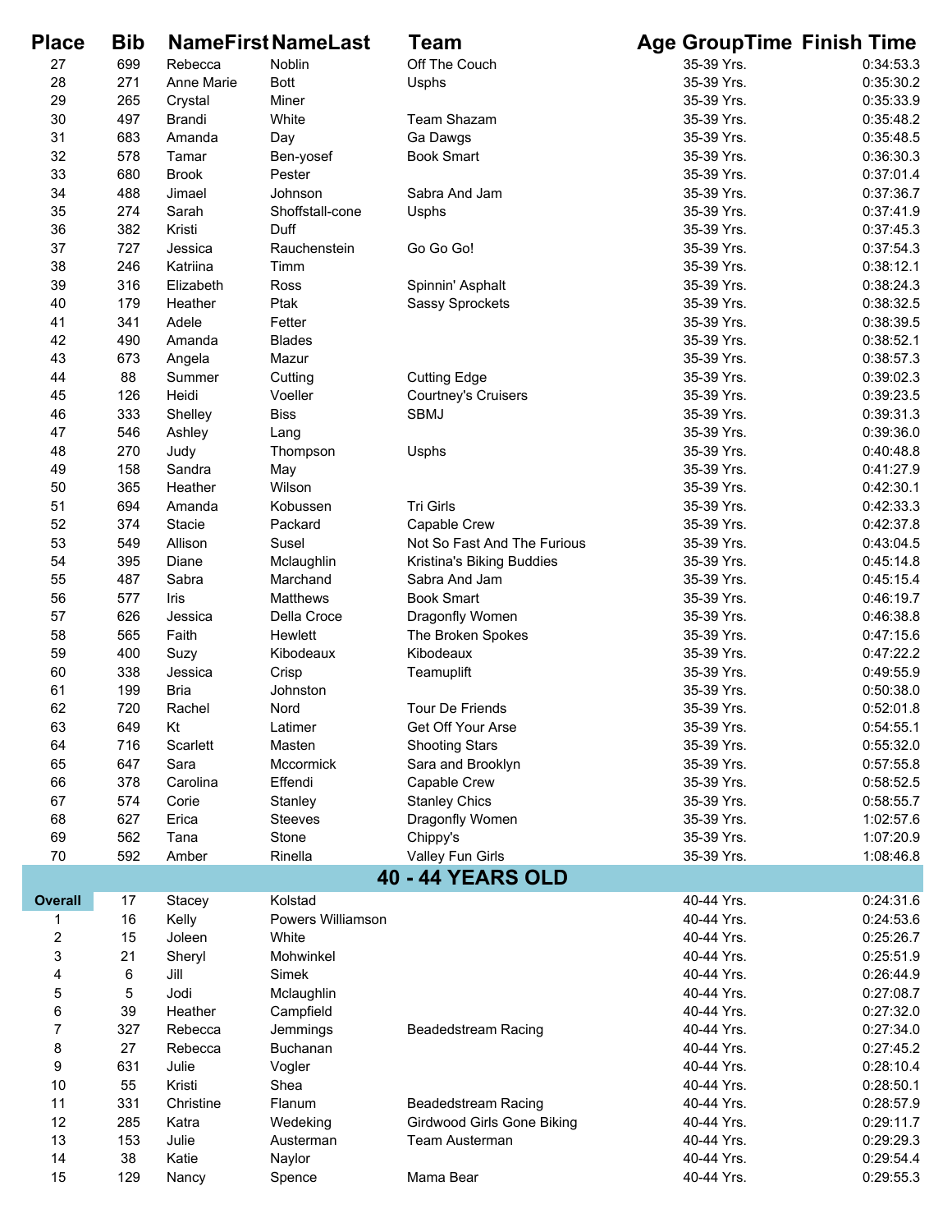| Place | Bib | NameFirst | NameLast | Team | Age GroupTime | Finish Time |
|---|---|---|---|---|---|---|
| 27 | 699 | Rebecca | Noblin | Off The Couch | 35-39 Yrs. | 0:34:53.3 |
| 28 | 271 | Anne Marie | Bott | Usphs | 35-39 Yrs. | 0:35:30.2 |
| 29 | 265 | Crystal | Miner | | 35-39 Yrs. | 0:35:33.9 |
| 30 | 497 | Brandi | White | Team Shazam | 35-39 Yrs. | 0:35:48.2 |
| 31 | 683 | Amanda | Day | Ga Dawgs | 35-39 Yrs. | 0:35:48.5 |
| 32 | 578 | Tamar | Ben-yosef | Book Smart | 35-39 Yrs. | 0:36:30.3 |
| 33 | 680 | Brook | Pester | | 35-39 Yrs. | 0:37:01.4 |
| 34 | 488 | Jimael | Johnson | Sabra And Jam | 35-39 Yrs. | 0:37:36.7 |
| 35 | 274 | Sarah | Shoffstall-cone | Usphs | 35-39 Yrs. | 0:37:41.9 |
| 36 | 382 | Kristi | Duff | | 35-39 Yrs. | 0:37:45.3 |
| 37 | 727 | Jessica | Rauchenstein | Go Go Go! | 35-39 Yrs. | 0:37:54.3 |
| 38 | 246 | Katriina | Timm | | 35-39 Yrs. | 0:38:12.1 |
| 39 | 316 | Elizabeth | Ross | Spinnin' Asphalt | 35-39 Yrs. | 0:38:24.3 |
| 40 | 179 | Heather | Ptak | Sassy Sprockets | 35-39 Yrs. | 0:38:32.5 |
| 41 | 341 | Adele | Fetter | | 35-39 Yrs. | 0:38:39.5 |
| 42 | 490 | Amanda | Blades | | 35-39 Yrs. | 0:38:52.1 |
| 43 | 673 | Angela | Mazur | | 35-39 Yrs. | 0:38:57.3 |
| 44 | 88 | Summer | Cutting | Cutting Edge | 35-39 Yrs. | 0:39:02.3 |
| 45 | 126 | Heidi | Voeller | Courtney's Cruisers | 35-39 Yrs. | 0:39:23.5 |
| 46 | 333 | Shelley | Biss | SBMJ | 35-39 Yrs. | 0:39:31.3 |
| 47 | 546 | Ashley | Lang | | 35-39 Yrs. | 0:39:36.0 |
| 48 | 270 | Judy | Thompson | Usphs | 35-39 Yrs. | 0:40:48.8 |
| 49 | 158 | Sandra | May | | 35-39 Yrs. | 0:41:27.9 |
| 50 | 365 | Heather | Wilson | | 35-39 Yrs. | 0:42:30.1 |
| 51 | 694 | Amanda | Kobussen | Tri Girls | 35-39 Yrs. | 0:42:33.3 |
| 52 | 374 | Stacie | Packard | Capable Crew | 35-39 Yrs. | 0:42:37.8 |
| 53 | 549 | Allison | Susel | Not So Fast And The Furious | 35-39 Yrs. | 0:43:04.5 |
| 54 | 395 | Diane | Mclaughlin | Kristina's Biking Buddies | 35-39 Yrs. | 0:45:14.8 |
| 55 | 487 | Sabra | Marchand | Sabra And Jam | 35-39 Yrs. | 0:45:15.4 |
| 56 | 577 | Iris | Matthews | Book Smart | 35-39 Yrs. | 0:46:19.7 |
| 57 | 626 | Jessica | Della Croce | Dragonfly Women | 35-39 Yrs. | 0:46:38.8 |
| 58 | 565 | Faith | Hewlett | The Broken Spokes | 35-39 Yrs. | 0:47:15.6 |
| 59 | 400 | Suzy | Kibodeaux | Kibodeaux | 35-39 Yrs. | 0:47:22.2 |
| 60 | 338 | Jessica | Crisp | Teamuplift | 35-39 Yrs. | 0:49:55.9 |
| 61 | 199 | Bria | Johnston | | 35-39 Yrs. | 0:50:38.0 |
| 62 | 720 | Rachel | Nord | Tour De Friends | 35-39 Yrs. | 0:52:01.8 |
| 63 | 649 | Kt | Latimer | Get Off Your Arse | 35-39 Yrs. | 0:54:55.1 |
| 64 | 716 | Scarlett | Masten | Shooting Stars | 35-39 Yrs. | 0:55:32.0 |
| 65 | 647 | Sara | Mccormick | Sara and Brooklyn | 35-39 Yrs. | 0:57:55.8 |
| 66 | 378 | Carolina | Effendi | Capable Crew | 35-39 Yrs. | 0:58:52.5 |
| 67 | 574 | Corie | Stanley | Stanley Chics | 35-39 Yrs. | 0:58:55.7 |
| 68 | 627 | Erica | Steeves | Dragonfly Women | 35-39 Yrs. | 1:02:57.6 |
| 69 | 562 | Tana | Stone | Chippy's | 35-39 Yrs. | 1:07:20.9 |
| 70 | 592 | Amber | Rinella | Valley Fun Girls | 35-39 Yrs. | 1:08:46.8 |
| | | | **40 - 44 YEARS OLD** | | | |
| **Overall** | 17 | Stacey | Kolstad | | 40-44 Yrs. | 0:24:31.6 |
| 1 | 16 | Kelly | Powers Williamson | | 40-44 Yrs. | 0:24:53.6 |
| 2 | 15 | Joleen | White | | 40-44 Yrs. | 0:25:26.7 |
| 3 | 21 | Sheryl | Mohwinkel | | 40-44 Yrs. | 0:25:51.9 |
| 4 | 6 | Jill | Simek | | 40-44 Yrs. | 0:26:44.9 |
| 5 | 5 | Jodi | Mclaughlin | | 40-44 Yrs. | 0:27:08.7 |
| 6 | 39 | Heather | Campfield | | 40-44 Yrs. | 0:27:32.0 |
| 7 | 327 | Rebecca | Jemmings | Beadedstream Racing | 40-44 Yrs. | 0:27:34.0 |
| 8 | 27 | Rebecca | Buchanan | | 40-44 Yrs. | 0:27:45.2 |
| 9 | 631 | Julie | Vogler | | 40-44 Yrs. | 0:28:10.4 |
| 10 | 55 | Kristi | Shea | | 40-44 Yrs. | 0:28:50.1 |
| 11 | 331 | Christine | Flanum | Beadedstream Racing | 40-44 Yrs. | 0:28:57.9 |
| 12 | 285 | Katra | Wedeking | Girdwood Girls Gone Biking | 40-44 Yrs. | 0:29:11.7 |
| 13 | 153 | Julie | Austerman | Team Austerman | 40-44 Yrs. | 0:29:29.3 |
| 14 | 38 | Katie | Naylor | | 40-44 Yrs. | 0:29:54.4 |
| 15 | 129 | Nancy | Spence | Mama Bear | 40-44 Yrs. | 0:29:55.3 |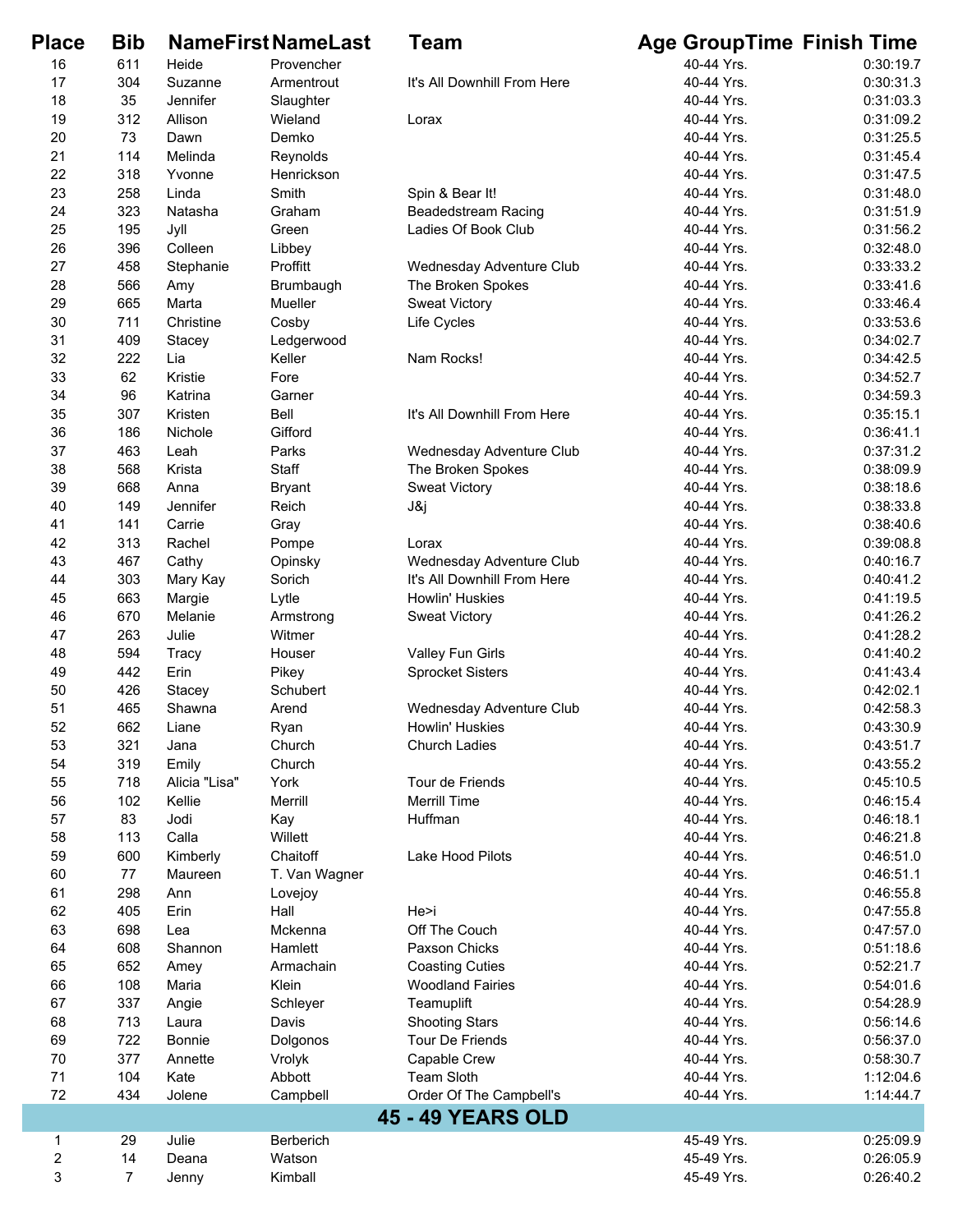| Place | Bib | NameFirst | NameLast | Team | Age GroupTime | Finish Time |
|---|---|---|---|---|---|---|
| 16 | 611 | Heide | Provencher | | 40-44 Yrs. | 0:30:19.7 |
| 17 | 304 | Suzanne | Armentrout | It's All Downhill From Here | 40-44 Yrs. | 0:30:31.3 |
| 18 | 35 | Jennifer | Slaughter | | 40-44 Yrs. | 0:31:03.3 |
| 19 | 312 | Allison | Wieland | Lorax | 40-44 Yrs. | 0:31:09.2 |
| 20 | 73 | Dawn | Demko | | 40-44 Yrs. | 0:31:25.5 |
| 21 | 114 | Melinda | Reynolds | | 40-44 Yrs. | 0:31:45.4 |
| 22 | 318 | Yvonne | Henrickson | | 40-44 Yrs. | 0:31:47.5 |
| 23 | 258 | Linda | Smith | Spin & Bear It! | 40-44 Yrs. | 0:31:48.0 |
| 24 | 323 | Natasha | Graham | Beadedstream Racing | 40-44 Yrs. | 0:31:51.9 |
| 25 | 195 | Jyll | Green | Ladies Of Book Club | 40-44 Yrs. | 0:31:56.2 |
| 26 | 396 | Colleen | Libbey | | 40-44 Yrs. | 0:32:48.0 |
| 27 | 458 | Stephanie | Proffitt | Wednesday Adventure Club | 40-44 Yrs. | 0:33:33.2 |
| 28 | 566 | Amy | Brumbaugh | The Broken Spokes | 40-44 Yrs. | 0:33:41.6 |
| 29 | 665 | Marta | Mueller | Sweat Victory | 40-44 Yrs. | 0:33:46.4 |
| 30 | 711 | Christine | Cosby | Life Cycles | 40-44 Yrs. | 0:33:53.6 |
| 31 | 409 | Stacey | Ledgerwood | | 40-44 Yrs. | 0:34:02.7 |
| 32 | 222 | Lia | Keller | Nam Rocks! | 40-44 Yrs. | 0:34:42.5 |
| 33 | 62 | Kristie | Fore | | 40-44 Yrs. | 0:34:52.7 |
| 34 | 96 | Katrina | Garner | | 40-44 Yrs. | 0:34:59.3 |
| 35 | 307 | Kristen | Bell | It's All Downhill From Here | 40-44 Yrs. | 0:35:15.1 |
| 36 | 186 | Nichole | Gifford | | 40-44 Yrs. | 0:36:41.1 |
| 37 | 463 | Leah | Parks | Wednesday Adventure Club | 40-44 Yrs. | 0:37:31.2 |
| 38 | 568 | Krista | Staff | The Broken Spokes | 40-44 Yrs. | 0:38:09.9 |
| 39 | 668 | Anna | Bryant | Sweat Victory | 40-44 Yrs. | 0:38:18.6 |
| 40 | 149 | Jennifer | Reich | J&j | 40-44 Yrs. | 0:38:33.8 |
| 41 | 141 | Carrie | Gray | | 40-44 Yrs. | 0:38:40.6 |
| 42 | 313 | Rachel | Pompe | Lorax | 40-44 Yrs. | 0:39:08.8 |
| 43 | 467 | Cathy | Opinsky | Wednesday Adventure Club | 40-44 Yrs. | 0:40:16.7 |
| 44 | 303 | Mary Kay | Sorich | It's All Downhill From Here | 40-44 Yrs. | 0:40:41.2 |
| 45 | 663 | Margie | Lytle | Howlin' Huskies | 40-44 Yrs. | 0:41:19.5 |
| 46 | 670 | Melanie | Armstrong | Sweat Victory | 40-44 Yrs. | 0:41:26.2 |
| 47 | 263 | Julie | Witmer | | 40-44 Yrs. | 0:41:28.2 |
| 48 | 594 | Tracy | Houser | Valley Fun Girls | 40-44 Yrs. | 0:41:40.2 |
| 49 | 442 | Erin | Pikey | Sprocket Sisters | 40-44 Yrs. | 0:41:43.4 |
| 50 | 426 | Stacey | Schubert | | 40-44 Yrs. | 0:42:02.1 |
| 51 | 465 | Shawna | Arend | Wednesday Adventure Club | 40-44 Yrs. | 0:42:58.3 |
| 52 | 662 | Liane | Ryan | Howlin' Huskies | 40-44 Yrs. | 0:43:30.9 |
| 53 | 321 | Jana | Church | Church Ladies | 40-44 Yrs. | 0:43:51.7 |
| 54 | 319 | Emily | Church | | 40-44 Yrs. | 0:43:55.2 |
| 55 | 718 | Alicia "Lisa" | York | Tour de Friends | 40-44 Yrs. | 0:45:10.5 |
| 56 | 102 | Kellie | Merrill | Merrill Time | 40-44 Yrs. | 0:46:15.4 |
| 57 | 83 | Jodi | Kay | Huffman | 40-44 Yrs. | 0:46:18.1 |
| 58 | 113 | Calla | Willett | | 40-44 Yrs. | 0:46:21.8 |
| 59 | 600 | Kimberly | Chaitoff | Lake Hood Pilots | 40-44 Yrs. | 0:46:51.0 |
| 60 | 77 | Maureen | T. Van Wagner | | 40-44 Yrs. | 0:46:51.1 |
| 61 | 298 | Ann | Lovejoy | | 40-44 Yrs. | 0:46:55.8 |
| 62 | 405 | Erin | Hall | He>i | 40-44 Yrs. | 0:47:55.8 |
| 63 | 698 | Lea | Mckenna | Off The Couch | 40-44 Yrs. | 0:47:57.0 |
| 64 | 608 | Shannon | Hamlett | Paxson Chicks | 40-44 Yrs. | 0:51:18.6 |
| 65 | 652 | Amey | Armachain | Coasting Cuties | 40-44 Yrs. | 0:52:21.7 |
| 66 | 108 | Maria | Klein | Woodland Fairies | 40-44 Yrs. | 0:54:01.6 |
| 67 | 337 | Angie | Schleyer | Teamuplift | 40-44 Yrs. | 0:54:28.9 |
| 68 | 713 | Laura | Davis | Shooting Stars | 40-44 Yrs. | 0:56:14.6 |
| 69 | 722 | Bonnie | Dolgonos | Tour De Friends | 40-44 Yrs. | 0:56:37.0 |
| 70 | 377 | Annette | Vrolyk | Capable Crew | 40-44 Yrs. | 0:58:30.7 |
| 71 | 104 | Kate | Abbott | Team Sloth | 40-44 Yrs. | 1:12:04.6 |
| 72 | 434 | Jolene | Campbell | Order Of The Campbell's | 40-44 Yrs. | 1:14:44.7 |
| **45 - 49 YEARS OLD** | | | | | | |
| 1 | 29 | Julie | Berberich | | 45-49 Yrs. | 0:25:09.9 |
| 2 | 14 | Deana | Watson | | 45-49 Yrs. | 0:26:05.9 |
| 3 | 7 | Jenny | Kimball | | 45-49 Yrs. | 0:26:40.2 |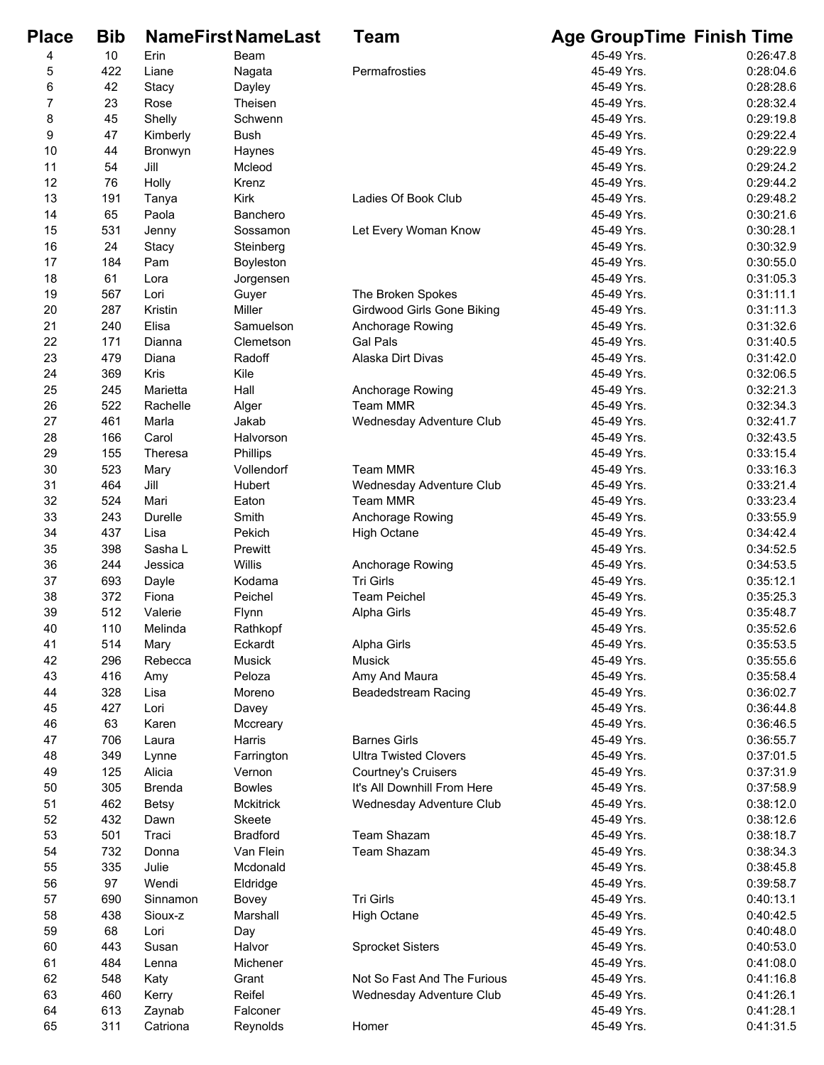| Place | Bib | NameFirst | NameLast | Team | Age Group | Time | Finish Time |
|---|---|---|---|---|---|---|---|
| 4 | 10 | Erin | Beam | | 45-49 Yrs. | | 0:26:47.8 |
| 5 | 422 | Liane | Nagata | Permafrosties | 45-49 Yrs. | | 0:28:04.6 |
| 6 | 42 | Stacy | Dayley | | 45-49 Yrs. | | 0:28:28.6 |
| 7 | 23 | Rose | Theisen | | 45-49 Yrs. | | 0:28:32.4 |
| 8 | 45 | Shelly | Schwenn | | 45-49 Yrs. | | 0:29:19.8 |
| 9 | 47 | Kimberly | Bush | | 45-49 Yrs. | | 0:29:22.4 |
| 10 | 44 | Bronwyn | Haynes | | 45-49 Yrs. | | 0:29:22.9 |
| 11 | 54 | Jill | Mcleod | | 45-49 Yrs. | | 0:29:24.2 |
| 12 | 76 | Holly | Krenz | | 45-49 Yrs. | | 0:29:44.2 |
| 13 | 191 | Tanya | Kirk | Ladies Of Book Club | 45-49 Yrs. | | 0:29:48.2 |
| 14 | 65 | Paola | Banchero | | 45-49 Yrs. | | 0:30:21.6 |
| 15 | 531 | Jenny | Sossamon | Let Every Woman Know | 45-49 Yrs. | | 0:30:28.1 |
| 16 | 24 | Stacy | Steinberg | | 45-49 Yrs. | | 0:30:32.9 |
| 17 | 184 | Pam | Boyleston | | 45-49 Yrs. | | 0:30:55.0 |
| 18 | 61 | Lora | Jorgensen | | 45-49 Yrs. | | 0:31:05.3 |
| 19 | 567 | Lori | Guyer | The Broken Spokes | 45-49 Yrs. | | 0:31:11.1 |
| 20 | 287 | Kristin | Miller | Girdwood Girls Gone Biking | 45-49 Yrs. | | 0:31:11.3 |
| 21 | 240 | Elisa | Samuelson | Anchorage Rowing | 45-49 Yrs. | | 0:31:32.6 |
| 22 | 171 | Dianna | Clemetson | Gal Pals | 45-49 Yrs. | | 0:31:40.5 |
| 23 | 479 | Diana | Radoff | Alaska Dirt Divas | 45-49 Yrs. | | 0:31:42.0 |
| 24 | 369 | Kris | Kile | | 45-49 Yrs. | | 0:32:06.5 |
| 25 | 245 | Marietta | Hall | Anchorage Rowing | 45-49 Yrs. | | 0:32:21.3 |
| 26 | 522 | Rachelle | Alger | Team MMR | 45-49 Yrs. | | 0:32:34.3 |
| 27 | 461 | Marla | Jakab | Wednesday Adventure Club | 45-49 Yrs. | | 0:32:41.7 |
| 28 | 166 | Carol | Halvorson | | 45-49 Yrs. | | 0:32:43.5 |
| 29 | 155 | Theresa | Phillips | | 45-49 Yrs. | | 0:33:15.4 |
| 30 | 523 | Mary | Vollendorf | Team MMR | 45-49 Yrs. | | 0:33:16.3 |
| 31 | 464 | Jill | Hubert | Wednesday Adventure Club | 45-49 Yrs. | | 0:33:21.4 |
| 32 | 524 | Mari | Eaton | Team MMR | 45-49 Yrs. | | 0:33:23.4 |
| 33 | 243 | Durelle | Smith | Anchorage Rowing | 45-49 Yrs. | | 0:33:55.9 |
| 34 | 437 | Lisa | Pekich | High Octane | 45-49 Yrs. | | 0:34:42.4 |
| 35 | 398 | Sasha L | Prewitt | | 45-49 Yrs. | | 0:34:52.5 |
| 36 | 244 | Jessica | Willis | Anchorage Rowing | 45-49 Yrs. | | 0:34:53.5 |
| 37 | 693 | Dayle | Kodama | Tri Girls | 45-49 Yrs. | | 0:35:12.1 |
| 38 | 372 | Fiona | Peichel | Team Peichel | 45-49 Yrs. | | 0:35:25.3 |
| 39 | 512 | Valerie | Flynn | Alpha Girls | 45-49 Yrs. | | 0:35:48.7 |
| 40 | 110 | Melinda | Rathkopf | | 45-49 Yrs. | | 0:35:52.6 |
| 41 | 514 | Mary | Eckardt | Alpha Girls | 45-49 Yrs. | | 0:35:53.5 |
| 42 | 296 | Rebecca | Musick | Musick | 45-49 Yrs. | | 0:35:55.6 |
| 43 | 416 | Amy | Peloza | Amy And Maura | 45-49 Yrs. | | 0:35:58.4 |
| 44 | 328 | Lisa | Moreno | Beadedstream Racing | 45-49 Yrs. | | 0:36:02.7 |
| 45 | 427 | Lori | Davey | | 45-49 Yrs. | | 0:36:44.8 |
| 46 | 63 | Karen | Mccreary | | 45-49 Yrs. | | 0:36:46.5 |
| 47 | 706 | Laura | Harris | Barnes Girls | 45-49 Yrs. | | 0:36:55.7 |
| 48 | 349 | Lynne | Farrington | Ultra Twisted Clovers | 45-49 Yrs. | | 0:37:01.5 |
| 49 | 125 | Alicia | Vernon | Courtney's Cruisers | 45-49 Yrs. | | 0:37:31.9 |
| 50 | 305 | Brenda | Bowles | It's All Downhill From Here | 45-49 Yrs. | | 0:37:58.9 |
| 51 | 462 | Betsy | Mckitrick | Wednesday Adventure Club | 45-49 Yrs. | | 0:38:12.0 |
| 52 | 432 | Dawn | Skeete | | 45-49 Yrs. | | 0:38:12.6 |
| 53 | 501 | Traci | Bradford | Team Shazam | 45-49 Yrs. | | 0:38:18.7 |
| 54 | 732 | Donna | Van Flein | Team Shazam | 45-49 Yrs. | | 0:38:34.3 |
| 55 | 335 | Julie | Mcdonald | | 45-49 Yrs. | | 0:38:45.8 |
| 56 | 97 | Wendi | Eldridge | | 45-49 Yrs. | | 0:39:58.7 |
| 57 | 690 | Sinnamon | Bovey | Tri Girls | 45-49 Yrs. | | 0:40:13.1 |
| 58 | 438 | Sioux-z | Marshall | High Octane | 45-49 Yrs. | | 0:40:42.5 |
| 59 | 68 | Lori | Day | | 45-49 Yrs. | | 0:40:48.0 |
| 60 | 443 | Susan | Halvor | Sprocket Sisters | 45-49 Yrs. | | 0:40:53.0 |
| 61 | 484 | Lenna | Michener | | 45-49 Yrs. | | 0:41:08.0 |
| 62 | 548 | Katy | Grant | Not So Fast And The Furious | 45-49 Yrs. | | 0:41:16.8 |
| 63 | 460 | Kerry | Reifel | Wednesday Adventure Club | 45-49 Yrs. | | 0:41:26.1 |
| 64 | 613 | Zaynab | Falconer | | 45-49 Yrs. | | 0:41:28.1 |
| 65 | 311 | Catriona | Reynolds | Homer | 45-49 Yrs. | | 0:41:31.5 |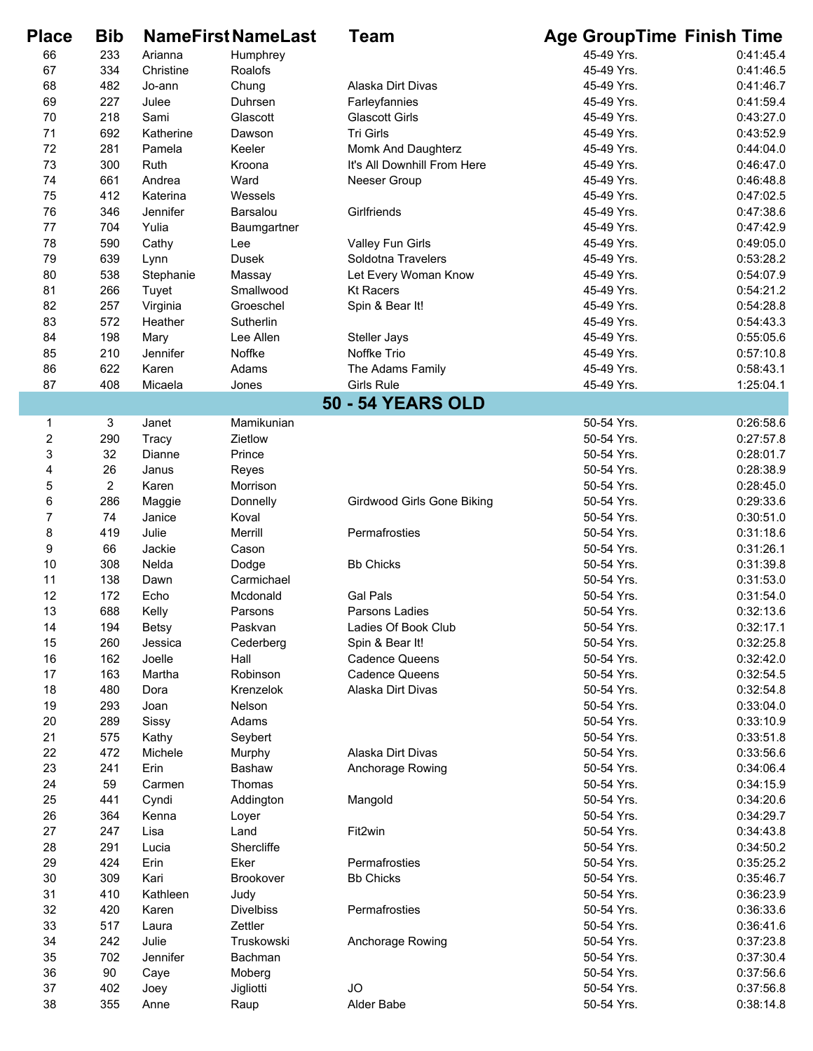| Place | Bib | NameFirst | NameLast | Team | Age GroupTime | Finish Time |
|---|---|---|---|---|---|---|
| 66 | 233 | Arianna | Humphrey | | 45-49 Yrs. | 0:41:45.4 |
| 67 | 334 | Christine | Roalofs | | 45-49 Yrs. | 0:41:46.5 |
| 68 | 482 | Jo-ann | Chung | Alaska Dirt Divas | 45-49 Yrs. | 0:41:46.7 |
| 69 | 227 | Julee | Duhrsen | Farleyfannies | 45-49 Yrs. | 0:41:59.4 |
| 70 | 218 | Sami | Glascott | Glascott Girls | 45-49 Yrs. | 0:43:27.0 |
| 71 | 692 | Katherine | Dawson | Tri Girls | 45-49 Yrs. | 0:43:52.9 |
| 72 | 281 | Pamela | Keeler | Momk And Daughterz | 45-49 Yrs. | 0:44:04.0 |
| 73 | 300 | Ruth | Kroona | It's All Downhill From Here | 45-49 Yrs. | 0:46:47.0 |
| 74 | 661 | Andrea | Ward | Neeser Group | 45-49 Yrs. | 0:46:48.8 |
| 75 | 412 | Katerina | Wessels | | 45-49 Yrs. | 0:47:02.5 |
| 76 | 346 | Jennifer | Barsalou | Girlfriends | 45-49 Yrs. | 0:47:38.6 |
| 77 | 704 | Yulia | Baumgartner | | 45-49 Yrs. | 0:47:42.9 |
| 78 | 590 | Cathy | Lee | Valley Fun Girls | 45-49 Yrs. | 0:49:05.0 |
| 79 | 639 | Lynn | Dusek | Soldotna Travelers | 45-49 Yrs. | 0:53:28.2 |
| 80 | 538 | Stephanie | Massay | Let Every Woman Know | 45-49 Yrs. | 0:54:07.9 |
| 81 | 266 | Tuyet | Smallwood | Kt Racers | 45-49 Yrs. | 0:54:21.2 |
| 82 | 257 | Virginia | Groeschel | Spin & Bear It! | 45-49 Yrs. | 0:54:28.8 |
| 83 | 572 | Heather | Sutherlin | | 45-49 Yrs. | 0:54:43.3 |
| 84 | 198 | Mary | Lee Allen | Steller Jays | 45-49 Yrs. | 0:55:05.6 |
| 85 | 210 | Jennifer | Noffke | Noffke Trio | 45-49 Yrs. | 0:57:10.8 |
| 86 | 622 | Karen | Adams | The Adams Family | 45-49 Yrs. | 0:58:43.1 |
| 87 | 408 | Micaela | Jones | Girls Rule | 45-49 Yrs. | 1:25:04.1 |
| | | | **50 - 54 YEARS OLD** | | | |
| 1 | 3 | Janet | Mamikunian | | 50-54 Yrs. | 0:26:58.6 |
| 2 | 290 | Tracy | Zietlow | | 50-54 Yrs. | 0:27:57.8 |
| 3 | 32 | Dianne | Prince | | 50-54 Yrs. | 0:28:01.7 |
| 4 | 26 | Janus | Reyes | | 50-54 Yrs. | 0:28:38.9 |
| 5 | 2 | Karen | Morrison | | 50-54 Yrs. | 0:28:45.0 |
| 6 | 286 | Maggie | Donnelly | Girdwood Girls Gone Biking | 50-54 Yrs. | 0:29:33.6 |
| 7 | 74 | Janice | Koval | | 50-54 Yrs. | 0:30:51.0 |
| 8 | 419 | Julie | Merrill | Permafrosties | 50-54 Yrs. | 0:31:18.6 |
| 9 | 66 | Jackie | Cason | | 50-54 Yrs. | 0:31:26.1 |
| 10 | 308 | Nelda | Dodge | Bb Chicks | 50-54 Yrs. | 0:31:39.8 |
| 11 | 138 | Dawn | Carmichael | | 50-54 Yrs. | 0:31:53.0 |
| 12 | 172 | Echo | Mcdonald | Gal Pals | 50-54 Yrs. | 0:31:54.0 |
| 13 | 688 | Kelly | Parsons | Parsons Ladies | 50-54 Yrs. | 0:32:13.6 |
| 14 | 194 | Betsy | Paskvan | Ladies Of Book Club | 50-54 Yrs. | 0:32:17.1 |
| 15 | 260 | Jessica | Cederberg | Spin & Bear It! | 50-54 Yrs. | 0:32:25.8 |
| 16 | 162 | Joelle | Hall | Cadence Queens | 50-54 Yrs. | 0:32:42.0 |
| 17 | 163 | Martha | Robinson | Cadence Queens | 50-54 Yrs. | 0:32:54.5 |
| 18 | 480 | Dora | Krenzelok | Alaska Dirt Divas | 50-54 Yrs. | 0:32:54.8 |
| 19 | 293 | Joan | Nelson | | 50-54 Yrs. | 0:33:04.0 |
| 20 | 289 | Sissy | Adams | | 50-54 Yrs. | 0:33:10.9 |
| 21 | 575 | Kathy | Seybert | | 50-54 Yrs. | 0:33:51.8 |
| 22 | 472 | Michele | Murphy | Alaska Dirt Divas | 50-54 Yrs. | 0:33:56.6 |
| 23 | 241 | Erin | Bashaw | Anchorage Rowing | 50-54 Yrs. | 0:34:06.4 |
| 24 | 59 | Carmen | Thomas | | 50-54 Yrs. | 0:34:15.9 |
| 25 | 441 | Cyndi | Addington | Mangold | 50-54 Yrs. | 0:34:20.6 |
| 26 | 364 | Kenna | Loyer | | 50-54 Yrs. | 0:34:29.7 |
| 27 | 247 | Lisa | Land | Fit2win | 50-54 Yrs. | 0:34:43.8 |
| 28 | 291 | Lucia | Shercliffe | | 50-54 Yrs. | 0:34:50.2 |
| 29 | 424 | Erin | Eker | Permafrosties | 50-54 Yrs. | 0:35:25.2 |
| 30 | 309 | Kari | Brookover | Bb Chicks | 50-54 Yrs. | 0:35:46.7 |
| 31 | 410 | Kathleen | Judy | | 50-54 Yrs. | 0:36:23.9 |
| 32 | 420 | Karen | Divelbiss | Permafrosties | 50-54 Yrs. | 0:36:33.6 |
| 33 | 517 | Laura | Zettler | | 50-54 Yrs. | 0:36:41.6 |
| 34 | 242 | Julie | Truskowski | Anchorage Rowing | 50-54 Yrs. | 0:37:23.8 |
| 35 | 702 | Jennifer | Bachman | | 50-54 Yrs. | 0:37:30.4 |
| 36 | 90 | Caye | Moberg | | 50-54 Yrs. | 0:37:56.6 |
| 37 | 402 | Joey | Jigliotti | JO | 50-54 Yrs. | 0:37:56.8 |
| 38 | 355 | Anne | Raup | Alder Babe | 50-54 Yrs. | 0:38:14.8 |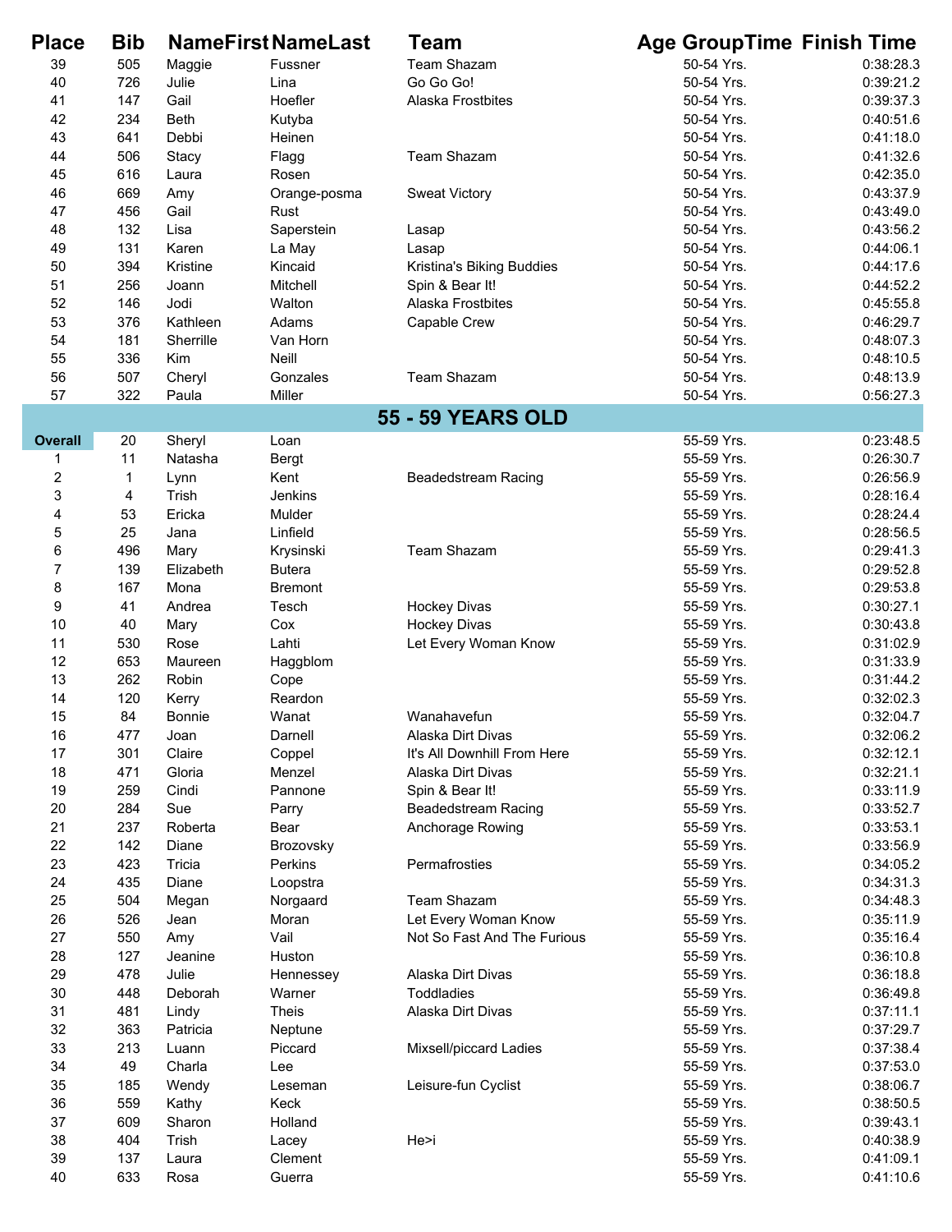| Place | Bib | NameFirst | NameLast | Team | Age Group | Time | Finish Time |
|---|---|---|---|---|---|---|---|
| 39 | 505 | Maggie | Fussner | Team Shazam | 50-54 Yrs. | | 0:38:28.3 |
| 40 | 726 | Julie | Lina | Go Go Go! | 50-54 Yrs. | | 0:39:21.2 |
| 41 | 147 | Gail | Hoefler | Alaska Frostbites | 50-54 Yrs. | | 0:39:37.3 |
| 42 | 234 | Beth | Kutyba | | 50-54 Yrs. | | 0:40:51.6 |
| 43 | 641 | Debbi | Heinen | | 50-54 Yrs. | | 0:41:18.0 |
| 44 | 506 | Stacy | Flagg | Team Shazam | 50-54 Yrs. | | 0:41:32.6 |
| 45 | 616 | Laura | Rosen | | 50-54 Yrs. | | 0:42:35.0 |
| 46 | 669 | Amy | Orange-posma | Sweat Victory | 50-54 Yrs. | | 0:43:37.9 |
| 47 | 456 | Gail | Rust | | 50-54 Yrs. | | 0:43:49.0 |
| 48 | 132 | Lisa | Saperstein | Lasap | 50-54 Yrs. | | 0:43:56.2 |
| 49 | 131 | Karen | La May | Lasap | 50-54 Yrs. | | 0:44:06.1 |
| 50 | 394 | Kristine | Kincaid | Kristina's Biking Buddies | 50-54 Yrs. | | 0:44:17.6 |
| 51 | 256 | Joann | Mitchell | Spin & Bear It! | 50-54 Yrs. | | 0:44:52.2 |
| 52 | 146 | Jodi | Walton | Alaska Frostbites | 50-54 Yrs. | | 0:45:55.8 |
| 53 | 376 | Kathleen | Adams | Capable Crew | 50-54 Yrs. | | 0:46:29.7 |
| 54 | 181 | Sherrille | Van Horn | | 50-54 Yrs. | | 0:48:07.3 |
| 55 | 336 | Kim | Neill | | 50-54 Yrs. | | 0:48:10.5 |
| 56 | 507 | Cheryl | Gonzales | Team Shazam | 50-54 Yrs. | | 0:48:13.9 |
| 57 | 322 | Paula | Miller | | 50-54 Yrs. | | 0:56:27.3 |
| | | | | **55 - 59 YEARS OLD** | | | |
| **Overall** | 20 | Sheryl | Loan | | 55-59 Yrs. | | 0:23:48.5 |
| 1 | 11 | Natasha | Bergt | | 55-59 Yrs. | | 0:26:30.7 |
| 2 | 1 | Lynn | Kent | Beadedstream Racing | 55-59 Yrs. | | 0:26:56.9 |
| 3 | 4 | Trish | Jenkins | | 55-59 Yrs. | | 0:28:16.4 |
| 4 | 53 | Ericka | Mulder | | 55-59 Yrs. | | 0:28:24.4 |
| 5 | 25 | Jana | Linfield | | 55-59 Yrs. | | 0:28:56.5 |
| 6 | 496 | Mary | Krysinski | Team Shazam | 55-59 Yrs. | | 0:29:41.3 |
| 7 | 139 | Elizabeth | Butera | | 55-59 Yrs. | | 0:29:52.8 |
| 8 | 167 | Mona | Bremont | | 55-59 Yrs. | | 0:29:53.8 |
| 9 | 41 | Andrea | Tesch | Hockey Divas | 55-59 Yrs. | | 0:30:27.1 |
| 10 | 40 | Mary | Cox | Hockey Divas | 55-59 Yrs. | | 0:30:43.8 |
| 11 | 530 | Rose | Lahti | Let Every Woman Know | 55-59 Yrs. | | 0:31:02.9 |
| 12 | 653 | Maureen | Haggblom | | 55-59 Yrs. | | 0:31:33.9 |
| 13 | 262 | Robin | Cope | | 55-59 Yrs. | | 0:31:44.2 |
| 14 | 120 | Kerry | Reardon | | 55-59 Yrs. | | 0:32:02.3 |
| 15 | 84 | Bonnie | Wanat | Wanahavefun | 55-59 Yrs. | | 0:32:04.7 |
| 16 | 477 | Joan | Darnell | Alaska Dirt Divas | 55-59 Yrs. | | 0:32:06.2 |
| 17 | 301 | Claire | Coppel | It's All Downhill From Here | 55-59 Yrs. | | 0:32:12.1 |
| 18 | 471 | Gloria | Menzel | Alaska Dirt Divas | 55-59 Yrs. | | 0:32:21.1 |
| 19 | 259 | Cindi | Pannone | Spin & Bear It! | 55-59 Yrs. | | 0:33:11.9 |
| 20 | 284 | Sue | Parry | Beadedstream Racing | 55-59 Yrs. | | 0:33:52.7 |
| 21 | 237 | Roberta | Bear | Anchorage Rowing | 55-59 Yrs. | | 0:33:53.1 |
| 22 | 142 | Diane | Brozovsky | | 55-59 Yrs. | | 0:33:56.9 |
| 23 | 423 | Tricia | Perkins | Permafrosties | 55-59 Yrs. | | 0:34:05.2 |
| 24 | 435 | Diane | Loopstra | | 55-59 Yrs. | | 0:34:31.3 |
| 25 | 504 | Megan | Norgaard | Team Shazam | 55-59 Yrs. | | 0:34:48.3 |
| 26 | 526 | Jean | Moran | Let Every Woman Know | 55-59 Yrs. | | 0:35:11.9 |
| 27 | 550 | Amy | Vail | Not So Fast And The Furious | 55-59 Yrs. | | 0:35:16.4 |
| 28 | 127 | Jeanine | Huston | | 55-59 Yrs. | | 0:36:10.8 |
| 29 | 478 | Julie | Hennessey | Alaska Dirt Divas | 55-59 Yrs. | | 0:36:18.8 |
| 30 | 448 | Deborah | Warner | Toddladies | 55-59 Yrs. | | 0:36:49.8 |
| 31 | 481 | Lindy | Theis | Alaska Dirt Divas | 55-59 Yrs. | | 0:37:11.1 |
| 32 | 363 | Patricia | Neptune | | 55-59 Yrs. | | 0:37:29.7 |
| 33 | 213 | Luann | Piccard | Mixsell/piccard Ladies | 55-59 Yrs. | | 0:37:38.4 |
| 34 | 49 | Charla | Lee | | 55-59 Yrs. | | 0:37:53.0 |
| 35 | 185 | Wendy | Leseman | Leisure-fun Cyclist | 55-59 Yrs. | | 0:38:06.7 |
| 36 | 559 | Kathy | Keck | | 55-59 Yrs. | | 0:38:50.5 |
| 37 | 609 | Sharon | Holland | | 55-59 Yrs. | | 0:39:43.1 |
| 38 | 404 | Trish | Lacey | He>i | 55-59 Yrs. | | 0:40:38.9 |
| 39 | 137 | Laura | Clement | | 55-59 Yrs. | | 0:41:09.1 |
| 40 | 633 | Rosa | Guerra | | 55-59 Yrs. | | 0:41:10.6 |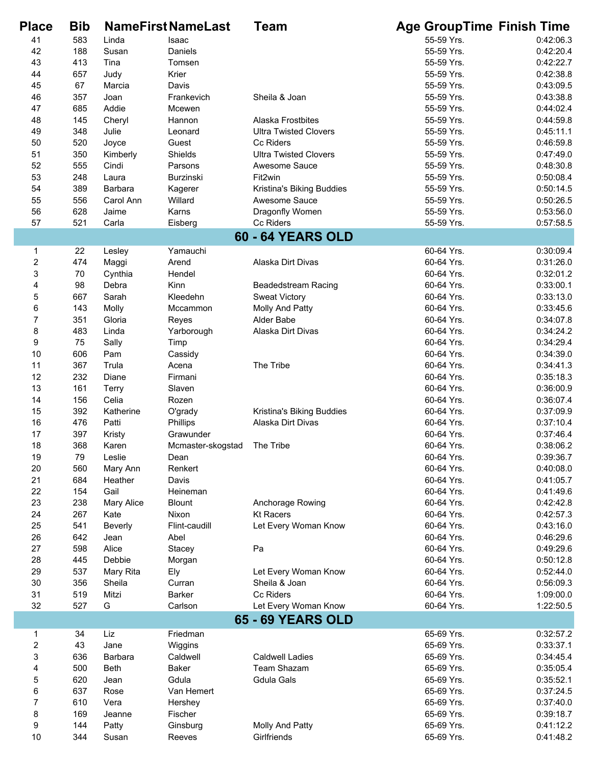| Place | Bib | NameFirst | NameLast | Team | Age GroupTime | Finish Time |
|---|---|---|---|---|---|---|
| 41 | 583 | Linda | Isaac | | 55-59 Yrs. | 0:42:06.3 |
| 42 | 188 | Susan | Daniels | | 55-59 Yrs. | 0:42:20.4 |
| 43 | 413 | Tina | Tomsen | | 55-59 Yrs. | 0:42:22.7 |
| 44 | 657 | Judy | Krier | | 55-59 Yrs. | 0:42:38.8 |
| 45 | 67 | Marcia | Davis | | 55-59 Yrs. | 0:43:09.5 |
| 46 | 357 | Joan | Frankevich | Sheila & Joan | 55-59 Yrs. | 0:43:38.8 |
| 47 | 685 | Addie | Mcewen | | 55-59 Yrs. | 0:44:02.4 |
| 48 | 145 | Cheryl | Hannon | Alaska Frostbites | 55-59 Yrs. | 0:44:59.8 |
| 49 | 348 | Julie | Leonard | Ultra Twisted Clovers | 55-59 Yrs. | 0:45:11.1 |
| 50 | 520 | Joyce | Guest | Cc Riders | 55-59 Yrs. | 0:46:59.8 |
| 51 | 350 | Kimberly | Shields | Ultra Twisted Clovers | 55-59 Yrs. | 0:47:49.0 |
| 52 | 555 | Cindi | Parsons | Awesome Sauce | 55-59 Yrs. | 0:48:30.8 |
| 53 | 248 | Laura | Burzinski | Fit2win | 55-59 Yrs. | 0:50:08.4 |
| 54 | 389 | Barbara | Kagerer | Kristina's Biking Buddies | 55-59 Yrs. | 0:50:14.5 |
| 55 | 556 | Carol Ann | Willard | Awesome Sauce | 55-59 Yrs. | 0:50:26.5 |
| 56 | 628 | Jaime | Karns | Dragonfly Women | 55-59 Yrs. | 0:53:56.0 |
| 57 | 521 | Carla | Eisberg | Cc Riders | 55-59 Yrs. | 0:57:58.5 |
| **60 - 64 YEARS OLD** | | | | | | |
| 1 | 22 | Lesley | Yamauchi | | 60-64 Yrs. | 0:30:09.4 |
| 2 | 474 | Maggi | Arend | Alaska Dirt Divas | 60-64 Yrs. | 0:31:26.0 |
| 3 | 70 | Cynthia | Hendel | | 60-64 Yrs. | 0:32:01.2 |
| 4 | 98 | Debra | Kinn | Beadedstream Racing | 60-64 Yrs. | 0:33:00.1 |
| 5 | 667 | Sarah | Kleedehn | Sweat Victory | 60-64 Yrs. | 0:33:13.0 |
| 6 | 143 | Molly | Mccammon | Molly And Patty | 60-64 Yrs. | 0:33:45.6 |
| 7 | 351 | Gloria | Reyes | Alder Babe | 60-64 Yrs. | 0:34:07.8 |
| 8 | 483 | Linda | Yarborough | Alaska Dirt Divas | 60-64 Yrs. | 0:34:24.2 |
| 9 | 75 | Sally | Timp | | 60-64 Yrs. | 0:34:29.4 |
| 10 | 606 | Pam | Cassidy | | 60-64 Yrs. | 0:34:39.0 |
| 11 | 367 | Trula | Acena | The Tribe | 60-64 Yrs. | 0:34:41.3 |
| 12 | 232 | Diane | Firmani | | 60-64 Yrs. | 0:35:18.3 |
| 13 | 161 | Terry | Slaven | | 60-64 Yrs. | 0:36:00.9 |
| 14 | 156 | Celia | Rozen | | 60-64 Yrs. | 0:36:07.4 |
| 15 | 392 | Katherine | O'grady | Kristina's Biking Buddies | 60-64 Yrs. | 0:37:09.9 |
| 16 | 476 | Patti | Phillips | Alaska Dirt Divas | 60-64 Yrs. | 0:37:10.4 |
| 17 | 397 | Kristy | Grawunder | | 60-64 Yrs. | 0:37:46.4 |
| 18 | 368 | Karen | Mcmaster-skogstad | The Tribe | 60-64 Yrs. | 0:38:06.2 |
| 19 | 79 | Leslie | Dean | | 60-64 Yrs. | 0:39:36.7 |
| 20 | 560 | Mary Ann | Renkert | | 60-64 Yrs. | 0:40:08.0 |
| 21 | 684 | Heather | Davis | | 60-64 Yrs. | 0:41:05.7 |
| 22 | 154 | Gail | Heineman | | 60-64 Yrs. | 0:41:49.6 |
| 23 | 238 | Mary Alice | Blount | Anchorage Rowing | 60-64 Yrs. | 0:42:42.8 |
| 24 | 267 | Kate | Nixon | Kt Racers | 60-64 Yrs. | 0:42:57.3 |
| 25 | 541 | Beverly | Flint-caudill | Let Every Woman Know | 60-64 Yrs. | 0:43:16.0 |
| 26 | 642 | Jean | Abel | | 60-64 Yrs. | 0:46:29.6 |
| 27 | 598 | Alice | Stacey | Pa | 60-64 Yrs. | 0:49:29.6 |
| 28 | 445 | Debbie | Morgan | | 60-64 Yrs. | 0:50:12.8 |
| 29 | 537 | Mary Rita | Ely | Let Every Woman Know | 60-64 Yrs. | 0:52:44.0 |
| 30 | 356 | Sheila | Curran | Sheila & Joan | 60-64 Yrs. | 0:56:09.3 |
| 31 | 519 | Mitzi | Barker | Cc Riders | 60-64 Yrs. | 1:09:00.0 |
| 32 | 527 | G | Carlson | Let Every Woman Know | 60-64 Yrs. | 1:22:50.5 |
| **65 - 69 YEARS OLD** | | | | | | |
| 1 | 34 | Liz | Friedman | | 65-69 Yrs. | 0:32:57.2 |
| 2 | 43 | Jane | Wiggins | | 65-69 Yrs. | 0:33:37.1 |
| 3 | 636 | Barbara | Caldwell | Caldwell Ladies | 65-69 Yrs. | 0:34:45.4 |
| 4 | 500 | Beth | Baker | Team Shazam | 65-69 Yrs. | 0:35:05.4 |
| 5 | 620 | Jean | Gdula | Gdula Gals | 65-69 Yrs. | 0:35:52.1 |
| 6 | 637 | Rose | Van Hemert | | 65-69 Yrs. | 0:37:24.5 |
| 7 | 610 | Vera | Hershey | | 65-69 Yrs. | 0:37:40.0 |
| 8 | 169 | Jeanne | Fischer | | 65-69 Yrs. | 0:39:18.7 |
| 9 | 144 | Patty | Ginsburg | Molly And Patty | 65-69 Yrs. | 0:41:12.2 |
| 10 | 344 | Susan | Reeves | Girlfriends | 65-69 Yrs. | 0:41:48.2 |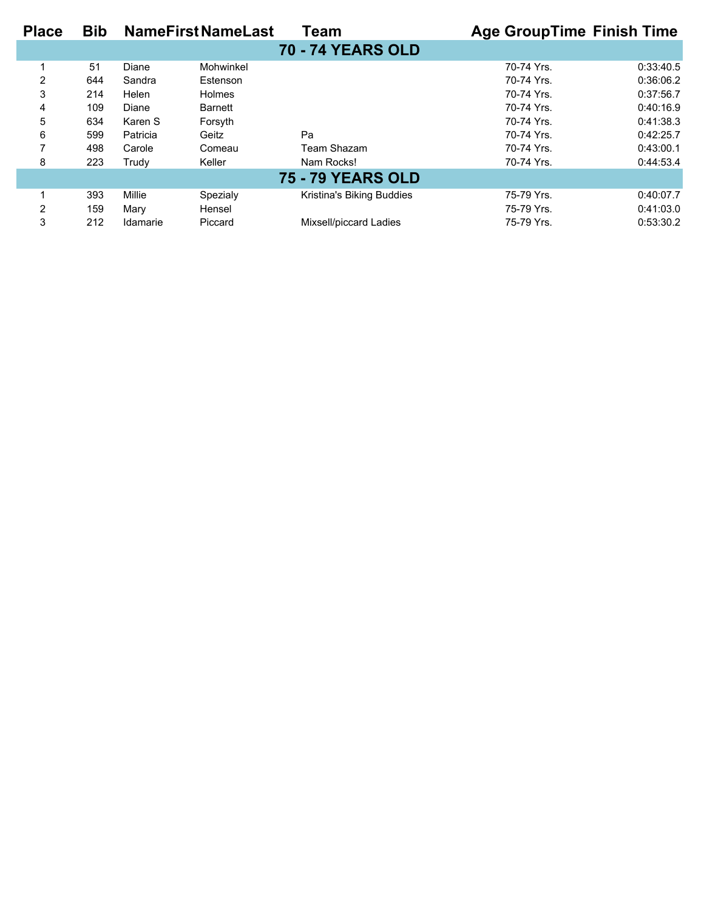| Place | Bib | NameFirst | NameLast | Team | Age GroupTime | Finish Time |
|---|---|---|---|---|---|---|
| **70 - 74 YEARS OLD** | | | | | | |
| 1 | 51 | Diane | Mohwinkel | | 70-74 Yrs. | 0:33:40.5 |
| 2 | 644 | Sandra | Estenson | | 70-74 Yrs. | 0:36:06.2 |
| 3 | 214 | Helen | Holmes | | 70-74 Yrs. | 0:37:56.7 |
| 4 | 109 | Diane | Barnett | | 70-74 Yrs. | 0:40:16.9 |
| 5 | 634 | Karen S | Forsyth | | 70-74 Yrs. | 0:41:38.3 |
| 6 | 599 | Patricia | Geitz | Pa | 70-74 Yrs. | 0:42:25.7 |
| 7 | 498 | Carole | Comeau | Team Shazam | 70-74 Yrs. | 0:43:00.1 |
| 8 | 223 | Trudy | Keller | Nam Rocks! | 70-74 Yrs. | 0:44:53.4 |
| **75 - 79 YEARS OLD** | | | | | | |
| 1 | 393 | Millie | Spezialy | Kristina's Biking Buddies | 75-79 Yrs. | 0:40:07.7 |
| 2 | 159 | Mary | Hensel | | 75-79 Yrs. | 0:41:03.0 |
| 3 | 212 | Idamarie | Piccard | Mixsell/piccard Ladies | 75-79 Yrs. | 0:53:30.2 |